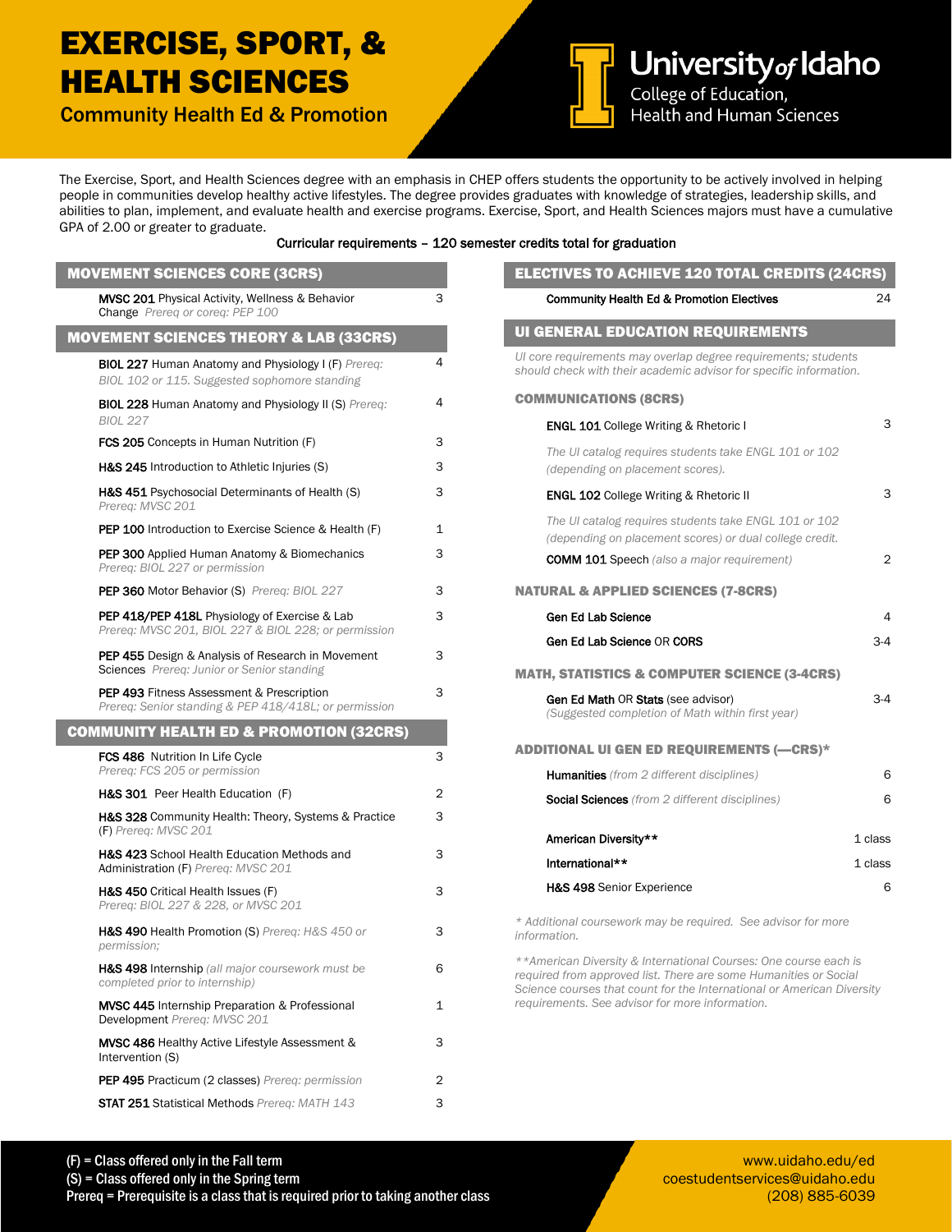# EXERCISE, SPORT, & HEALTH SCIENCES

## Community Health Ed & Promotion

University of Idaho
College of Education, Health and Human Sciences

The Exercise, Sport, and Health Sciences degree with an emphasis in CHEP offers students the opportunity to be actively involved in helping people in communities develop healthy active lifestyles. The degree provides graduates with knowledge of strategies, leadership skills, and abilities to plan, implement, and evaluate health and exercise programs. Exercise, Sport, and Health Sciences majors must have a cumulative GPA of 2.00 or greater to graduate.

**Curricular requirements – 120 semester credits total for graduation**

### MOVEMENT SCIENCES CORE (3CRS)

| | |
|---|---|
| **MVSC 201** Physical Activity, Wellness & Behavior Change *Prereq or coreq: PEP 100* | 3 |

### MOVEMENT SCIENCES THEORY & LAB (33CRS)

| | |
|---|---|
| **BIOL 227** Human Anatomy and Physiology I (F) *Prereq: BIOL 102 or 115. Suggested sophomore standing* | 4 |
| **BIOL 228** Human Anatomy and Physiology II (S) *Prereq: BIOL 227* | 4 |
| **FCS 205** Concepts in Human Nutrition (F) | 3 |
| **H&S 245** Introduction to Athletic Injuries (S) | 3 |
| **H&S 451** Psychosocial Determinants of Health (S) *Prereq: MVSC 201* | 3 |
| **PEP 100** Introduction to Exercise Science & Health (F) | 1 |
| **PEP 300** Applied Human Anatomy & Biomechanics *Prereq: BIOL 227 or permission* | 3 |
| **PEP 360** Motor Behavior (S) *Prereq: BIOL 227* | 3 |
| **PEP 418/PEP 418L** Physiology of Exercise & Lab *Prereq: MVSC 201, BIOL 227 & BIOL 228; or permission* | 3 |
| **PEP 455** Design & Analysis of Research in Movement Sciences *Prereq: Junior or Senior standing* | 3 |
| **PEP 493** Fitness Assessment & Prescription *Prereq: Senior standing & PEP 418/418L; or permission* | 3 |

### COMMUNITY HEALTH ED & PROMOTION (32CRS)

| | |
|---|---|
| **FCS 486** Nutrition In Life Cycle *Prereq: FCS 205 or permission* | 3 |
| **H&S 301** Peer Health Education (F) | 2 |
| **H&S 328** Community Health: Theory, Systems & Practice (F) *Prereq: MVSC 201* | 3 |
| **H&S 423** School Health Education Methods and Administration (F) *Prereq: MVSC 201* | 3 |
| **H&S 450** Critical Health Issues (F) *Prereq: BIOL 227 & 228, or MVSC 201* | 3 |
| **H&S 490** Health Promotion (S) *Prereq: H&S 450 or permission;* | 3 |
| **H&S 498** Internship *(all major coursework must be completed prior to internship)* | 6 |
| **MVSC 445** Internship Preparation & Professional Development *Prereq: MVSC 201* | 1 |
| **MVSC 486** Healthy Active Lifestyle Assessment & Intervention (S) | 3 |
| **PEP 495** Practicum (2 classes) *Prereq: permission* | 2 |
| **STAT 251** Statistical Methods *Prereq: MATH 143* | 3 |

### ELECTIVES TO ACHIEVE 120 TOTAL CREDITS (24CRS)

| | |
|---|---|
| **Community Health Ed & Promotion Electives** | 24 |

### UI GENERAL EDUCATION REQUIREMENTS

*UI core requirements may overlap degree requirements; students should check with their academic advisor for specific information.*

#### COMMUNICATIONS (8CRS)

| | |
|---|---|
| **ENGL 101** College Writing & Rhetoric I *The UI catalog requires students take ENGL 101 or 102 (depending on placement scores).* | 3 |
| **ENGL 102** College Writing & Rhetoric II *The UI catalog requires students take ENGL 101 or 102 (depending on placement scores) or dual college credit.* | 3 |
| **COMM 101** Speech *(also a major requirement)* | 2 |

#### NATURAL & APPLIED SCIENCES (7-8CRS)

| | |
|---|---|
| **Gen Ed Lab Science** | 4 |
| **Gen Ed Lab Science** OR **CORS** | 3-4 |

#### MATH, STATISTICS & COMPUTER SCIENCE (3-4CRS)

| | |
|---|---|
| **Gen Ed Math** OR **Stats** (see advisor) *(Suggested completion of Math within first year)* | 3-4 |

#### ADDITIONAL UI GEN ED REQUIREMENTS (—CRS)*

| | |
|---|---|
| **Humanities** *(from 2 different disciplines)* | 6 |
| **Social Sciences** *(from 2 different disciplines)* | 6 |
| **American Diversity**** | 1 class |
| **International**** | 1 class |
| **H&S 498** Senior Experience | 6 |

*\* Additional coursework may be required. See advisor for more information.*

*\*\*American Diversity & International Courses: One course each is required from approved list. There are some Humanities or Social Science courses that count for the International or American Diversity requirements. See advisor for more information.*

(F) = Class offered only in the Fall term
(S) = Class offered only in the Spring term
Prereq = Prerequisite is a class that is required prior to taking another class

www.uidaho.edu/ed
coestudentservices@uidaho.edu
(208) 885-6039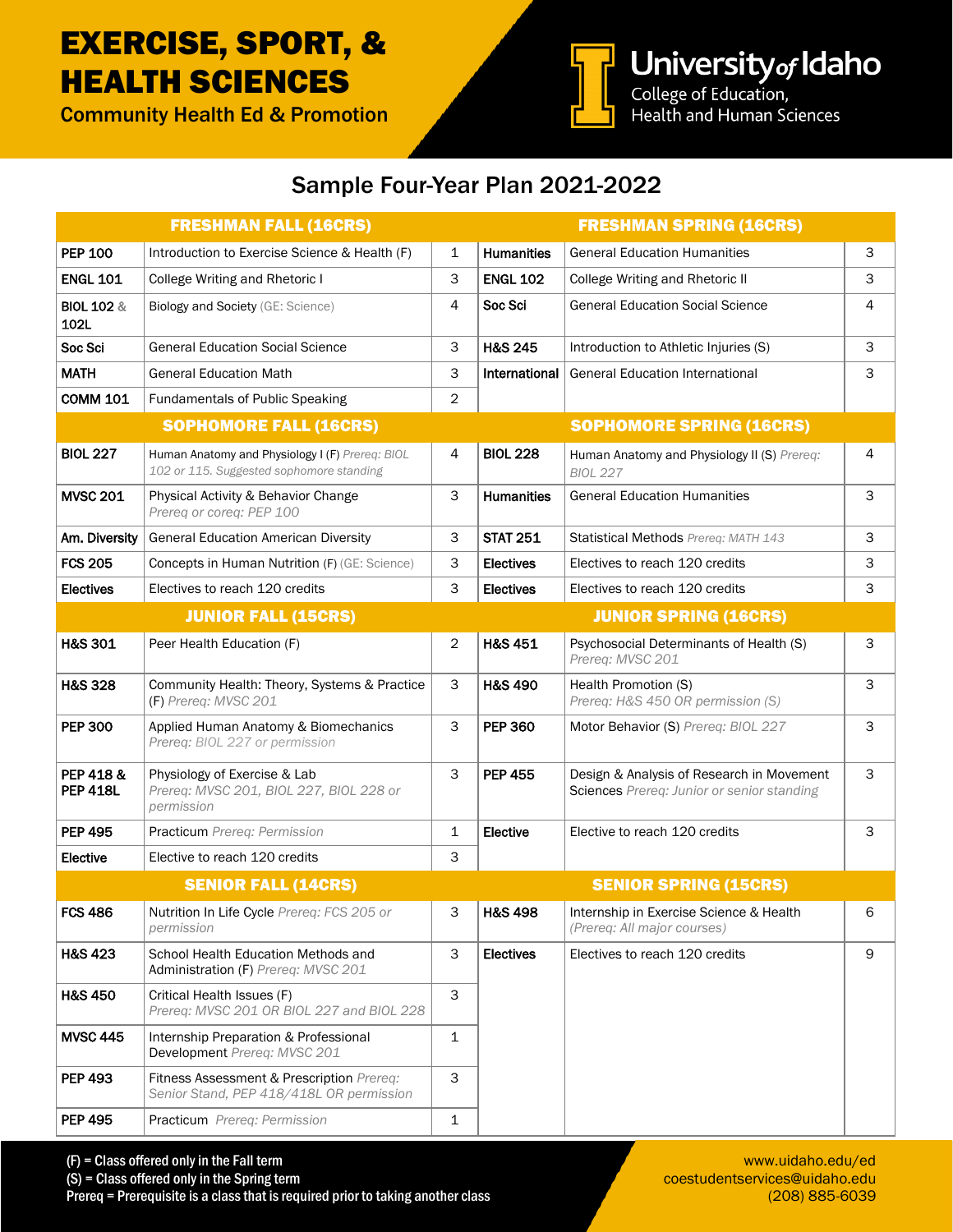# EXERCISE, SPORT, & HEALTH SCIENCES

**Community Health Ed & Promotion**

University of Idaho
College of Education, Health and Human Sciences

## Sample Four-Year Plan 2021-2022

| FRESHMAN FALL (16CRS) | | | FRESHMAN SPRING (16CRS) | | |
|---|---|---|---|---|---|
| **PEP 100** | Introduction to Exercise Science & Health (F) | 1 | **Humanities** | General Education Humanities | 3 |
| **ENGL 101** | College Writing and Rhetoric I | 3 | **ENGL 102** | College Writing and Rhetoric II | 3 |
| **BIOL 102** & **102L** | Biology and Society (GE: Science) | 4 | **Soc Sci** | General Education Social Science | 4 |
| **Soc Sci** | General Education Social Science | 3 | **H&S 245** | Introduction to Athletic Injuries (S) | 3 |
| **MATH** | General Education Math | 3 | **International** | General Education International | 3 |
| **COMM 101** | Fundamentals of Public Speaking | 2 | | | |
| **SOPHOMORE FALL (16CRS)** | | | **SOPHOMORE SPRING (16CRS)** | | |
| **BIOL 227** | Human Anatomy and Physiology I (F) *Prereq: BIOL 102 or 115. Suggested sophomore standing* | 4 | **BIOL 228** | Human Anatomy and Physiology II (S) *Prereq: BIOL 227* | 4 |
| **MVSC 201** | Physical Activity & Behavior Change *Prereq or coreq: PEP 100* | 3 | **Humanities** | General Education Humanities | 3 |
| **Am. Diversity** | General Education American Diversity | 3 | **STAT 251** | Statistical Methods *Prereq: MATH 143* | 3 |
| **FCS 205** | Concepts in Human Nutrition (F) (GE: Science) | 3 | **Electives** | Electives to reach 120 credits | 3 |
| **Electives** | Electives to reach 120 credits | 3 | **Electives** | Electives to reach 120 credits | 3 |
| **JUNIOR FALL (15CRS)** | | | **JUNIOR SPRING (16CRS)** | | |
| **H&S 301** | Peer Health Education (F) | 2 | **H&S 451** | Psychosocial Determinants of Health (S) *Prereq: MVSC 201* | 3 |
| **H&S 328** | Community Health: Theory, Systems & Practice (F) *Prereq: MVSC 201* | 3 | **H&S 490** | Health Promotion (S) *Prereq: H&S 450 OR permission (S)* | 3 |
| **PEP 300** | Applied Human Anatomy & Biomechanics *Prereq: BIOL 227 or permission* | 3 | **PEP 360** | Motor Behavior (S) *Prereq: BIOL 227* | 3 |
| **PEP 418 & PEP 418L** | Physiology of Exercise & Lab *Prereq: MVSC 201, BIOL 227, BIOL 228 or permission* | 3 | **PEP 455** | Design & Analysis of Research in Movement Sciences *Prereq: Junior or senior standing* | 3 |
| **PEP 495** | Practicum *Prereq: Permission* | 1 | **Elective** | Elective to reach 120 credits | 3 |
| **Elective** | Elective to reach 120 credits | 3 | | | |
| **SENIOR FALL (14CRS)** | | | **SENIOR SPRING (15CRS)** | | |
| **FCS 486** | Nutrition In Life Cycle *Prereq: FCS 205 or permission* | 3 | **H&S 498** | Internship in Exercise Science & Health *(Prereq: All major courses)* | 6 |
| **H&S 423** | School Health Education Methods and Administration (F) *Prereq: MVSC 201* | 3 | **Electives** | Electives to reach 120 credits | 9 |
| **H&S 450** | Critical Health Issues (F) *Prereq: MVSC 201 OR BIOL 227 and BIOL 228* | 3 | | | |
| **MVSC 445** | Internship Preparation & Professional Development *Prereq: MVSC 201* | 1 | | | |
| **PEP 493** | Fitness Assessment & Prescription *Prereq: Senior Stand, PEP 418/418L OR permission* | 3 | | | |
| **PEP 495** | Practicum *Prereq: Permission* | 1 | | | |

(F) = Class offered only in the Fall term
(S) = Class offered only in the Spring term
Prereq = Prerequisite is a class that is required prior to taking another class

www.uidaho.edu/ed
coestudentservices@uidaho.edu
(208) 885-6039